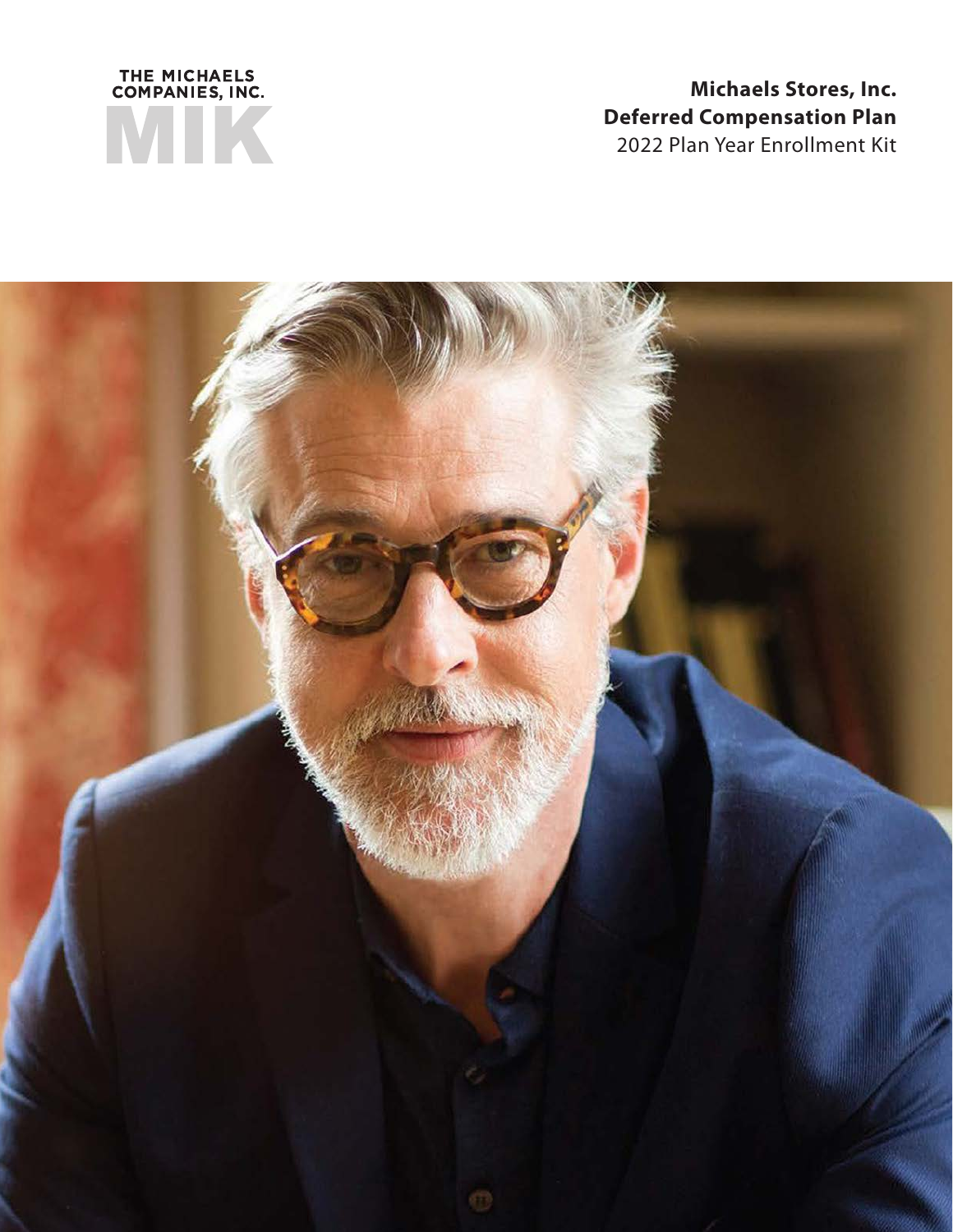THE MICHAELS COMPANIES, INC.

MIK

# Michaels Stores, Inc. Deferred Compensation Plan

2022 Plan Year Enrollment Kit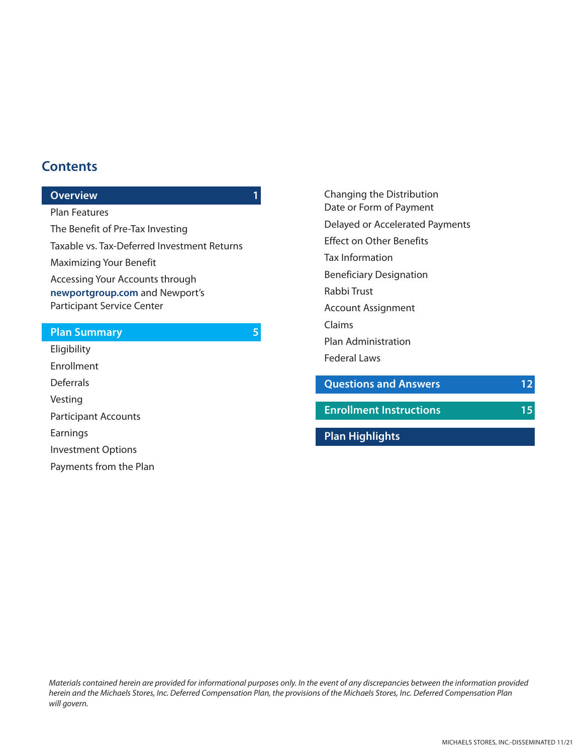## Contents

**Overview** 1

- Plan Features
- The Benefit of Pre-Tax Investing
- Taxable vs. Tax-Deferred Investment Returns
- Maximizing Your Benefit
- Accessing Your Accounts through **newportgroup.com** and Newport's Participant Service Center

**Plan Summary** 5

- Eligibility
- Enrollment
- Deferrals
- Vesting
- Participant Accounts
- Earnings
- Investment Options
- Payments from the Plan
- Changing the Distribution Date or Form of Payment
- Delayed or Accelerated Payments
- Effect on Other Benefits
- Tax Information
- Beneficiary Designation
- Rabbi Trust
- Account Assignment
- Claims
- Plan Administration
- Federal Laws

**Questions and Answers** 12

**Enrollment Instructions** 15

**Plan Highlights**

*Materials contained herein are provided for informational purposes only. In the event of any discrepancies between the information provided herein and the Michaels Stores, Inc. Deferred Compensation Plan, the provisions of the Michaels Stores, Inc. Deferred Compensation Plan will govern.*

MICHAELS STORES, INC.-DISSEMINATED 11/21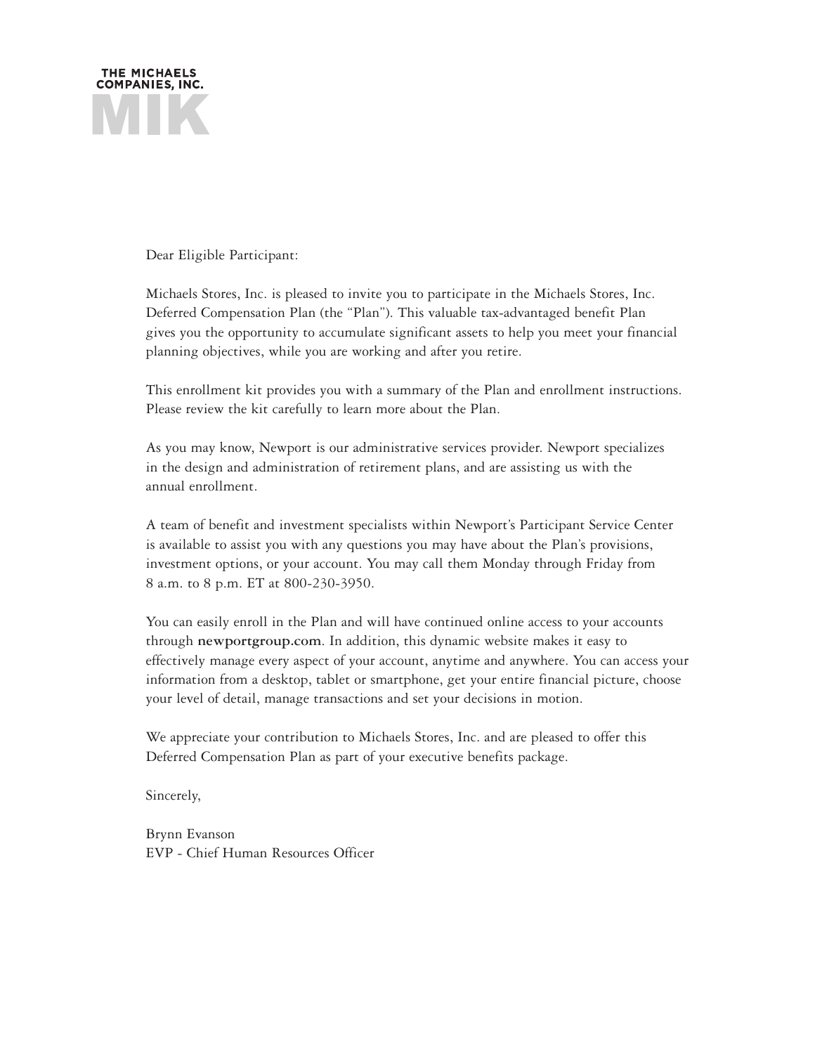THE MICHAELS COMPANIES, INC.

MIK

Dear Eligible Participant:

Michaels Stores, Inc. is pleased to invite you to participate in the Michaels Stores, Inc. Deferred Compensation Plan (the "Plan"). This valuable tax-advantaged benefit Plan gives you the opportunity to accumulate significant assets to help you meet your financial planning objectives, while you are working and after you retire.

This enrollment kit provides you with a summary of the Plan and enrollment instructions. Please review the kit carefully to learn more about the Plan.

As you may know, Newport is our administrative services provider. Newport specializes in the design and administration of retirement plans, and are assisting us with the annual enrollment.

A team of benefit and investment specialists within Newport's Participant Service Center is available to assist you with any questions you may have about the Plan's provisions, investment options, or your account. You may call them Monday through Friday from 8 a.m. to 8 p.m. ET at 800-230-3950.

You can easily enroll in the Plan and will have continued online access to your accounts through **newportgroup.com**. In addition, this dynamic website makes it easy to effectively manage every aspect of your account, anytime and anywhere. You can access your information from a desktop, tablet or smartphone, get your entire financial picture, choose your level of detail, manage transactions and set your decisions in motion.

We appreciate your contribution to Michaels Stores, Inc. and are pleased to offer this Deferred Compensation Plan as part of your executive benefits package.

Sincerely,

Brynn Evanson
EVP - Chief Human Resources Officer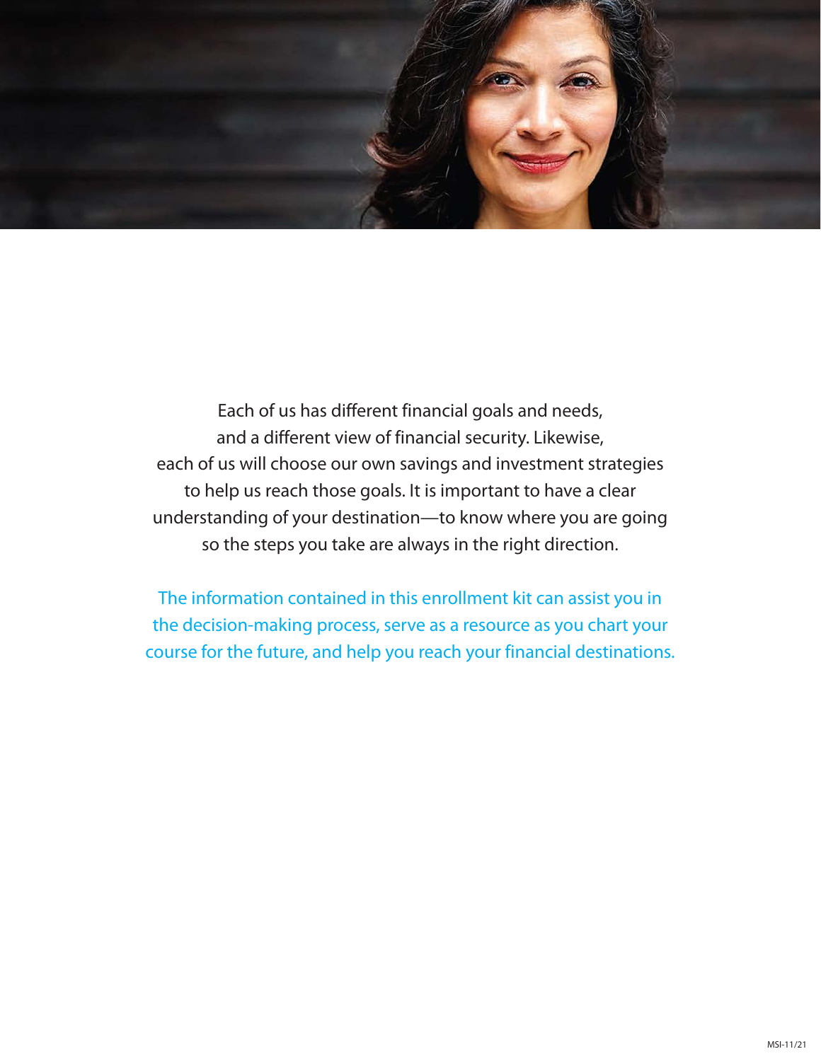Each of us has different financial goals and needs, and a different view of financial security. Likewise, each of us will choose our own savings and investment strategies to help us reach those goals. It is important to have a clear understanding of your destination—to know where you are going so the steps you take are always in the right direction.

The information contained in this enrollment kit can assist you in the decision-making process, serve as a resource as you chart your course for the future, and help you reach your financial destinations.

MSI-11/21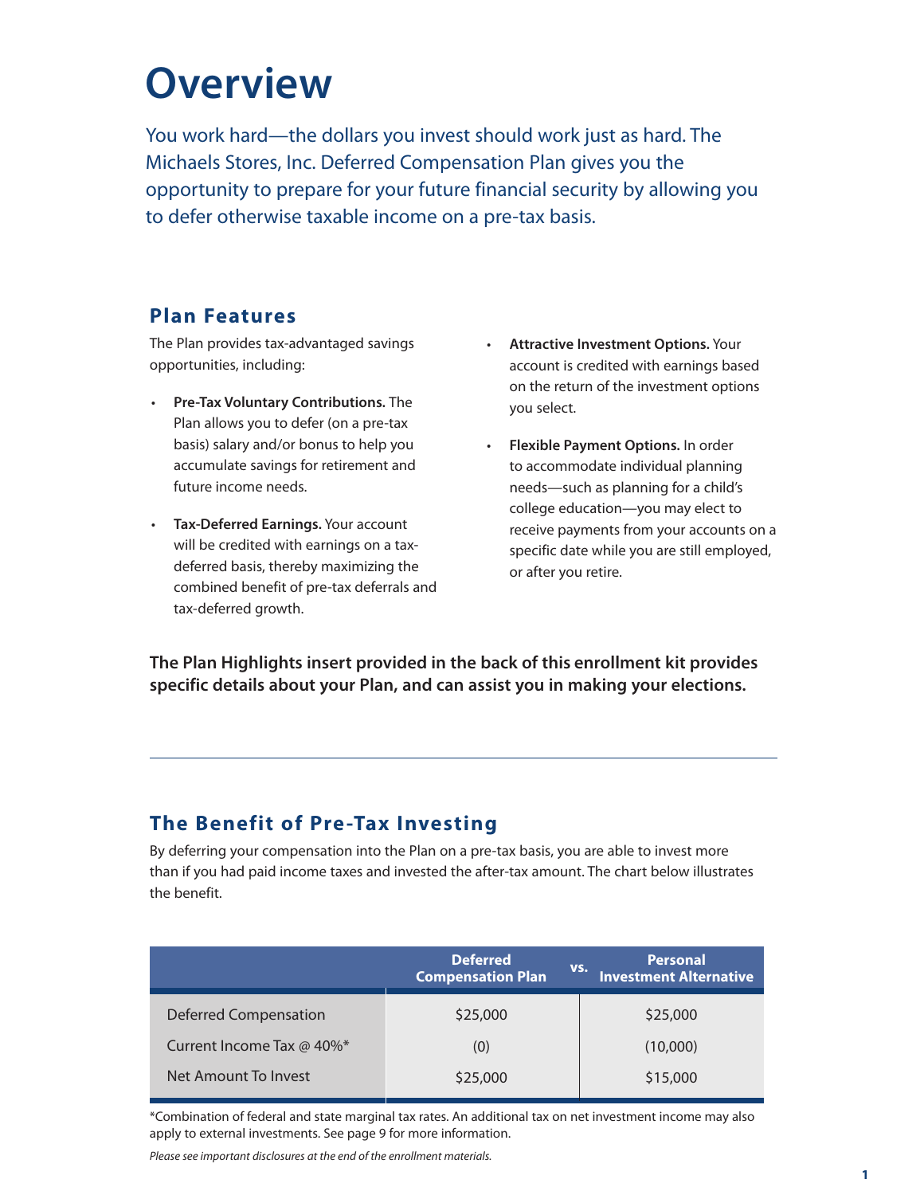# Overview

You work hard—the dollars you invest should work just as hard. The Michaels Stores, Inc. Deferred Compensation Plan gives you the opportunity to prepare for your future financial security by allowing you to defer otherwise taxable income on a pre-tax basis.

## Plan Features

The Plan provides tax-advantaged savings opportunities, including:

- **Pre-Tax Voluntary Contributions.** The Plan allows you to defer (on a pre-tax basis) salary and/or bonus to help you accumulate savings for retirement and future income needs.
- **Tax-Deferred Earnings.** Your account will be credited with earnings on a tax-deferred basis, thereby maximizing the combined benefit of pre-tax deferrals and tax-deferred growth.
- **Attractive Investment Options.** Your account is credited with earnings based on the return of the investment options you select.
- **Flexible Payment Options.** In order to accommodate individual planning needs—such as planning for a child's college education—you may elect to receive payments from your accounts on a specific date while you are still employed, or after you retire.

**The Plan Highlights insert provided in the back of this enrollment kit provides specific details about your Plan, and can assist you in making your elections.**

## The Benefit of Pre-Tax Investing

By deferring your compensation into the Plan on a pre-tax basis, you are able to invest more than if you had paid income taxes and invested the after-tax amount. The chart below illustrates the benefit.

| | Deferred Compensation Plan | vs. Personal Investment Alternative |
|---|---|---|
| Deferred Compensation | $25,000 | $25,000 |
| Current Income Tax @ 40%* | (0) | (10,000) |
| Net Amount To Invest | $25,000 | $15,000 |

*Combination of federal and state marginal tax rates. An additional tax on net investment income may also apply to external investments. See page 9 for more information.

*Please see important disclosures at the end of the enrollment materials.*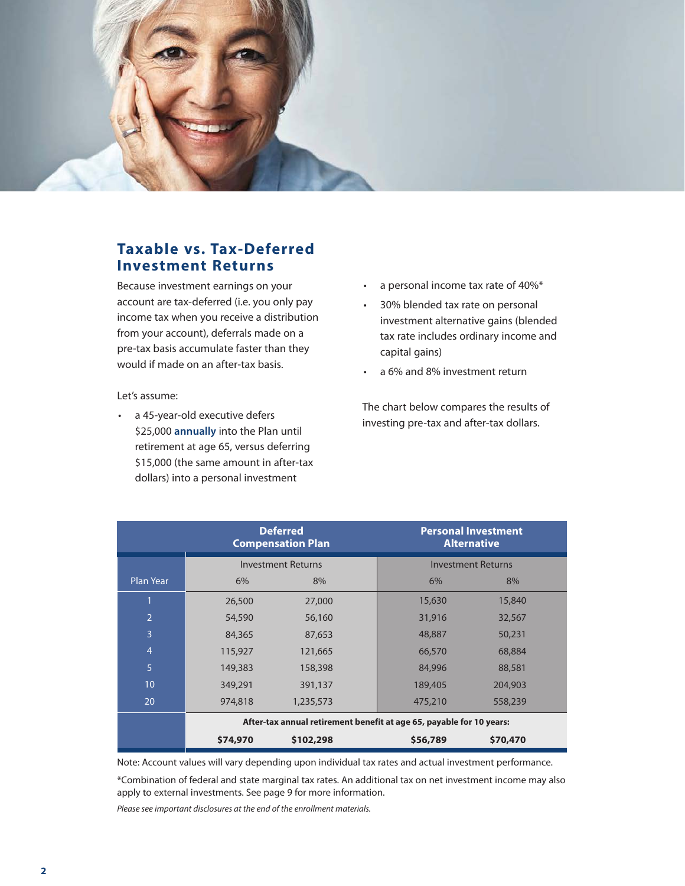## Taxable vs. Tax-Deferred Investment Returns

Because investment earnings on your account are tax-deferred (i.e. you only pay income tax when you receive a distribution from your account), deferrals made on a pre-tax basis accumulate faster than they would if made on an after-tax basis.

Let's assume:

- a 45-year-old executive defers $25,000 **annually** into the Plan until retirement at age 65, versus deferring $15,000 (the same amount in after-tax dollars) into a personal investment
- a personal income tax rate of 40%*
- 30% blended tax rate on personal investment alternative gains (blended tax rate includes ordinary income and capital gains)
- a 6% and 8% investment return

The chart below compares the results of investing pre-tax and after-tax dollars.

| | Deferred Compensation Plan | | Personal Investment Alternative | |
|---|---|---|---|---|
| | Investment Returns | | Investment Returns | |
| Plan Year | 6% | 8% | 6% | 8% |
| 1 | 26,500 | 27,000 | 15,630 | 15,840 |
| 2 | 54,590 | 56,160 | 31,916 | 32,567 |
| 3 | 84,365 | 87,653 | 48,887 | 50,231 |
| 4 | 115,927 | 121,665 | 66,570 | 68,884 |
| 5 | 149,383 | 158,398 | 84,996 | 88,581 |
| 10 | 349,291 | 391,137 | 189,405 | 204,903 |
| 20 | 974,818 | 1,235,573 | 475,210 | 558,239 |
| | **After-tax annual retirement benefit at age 65, payable for 10 years:** | | | |
| | **$74,970** | **$102,298** | **$56,789** | **$70,470** |

Note: Account values will vary depending upon individual tax rates and actual investment performance.

*Combination of federal and state marginal tax rates. An additional tax on net investment income may also apply to external investments. See page 9 for more information.

*Please see important disclosures at the end of the enrollment materials.*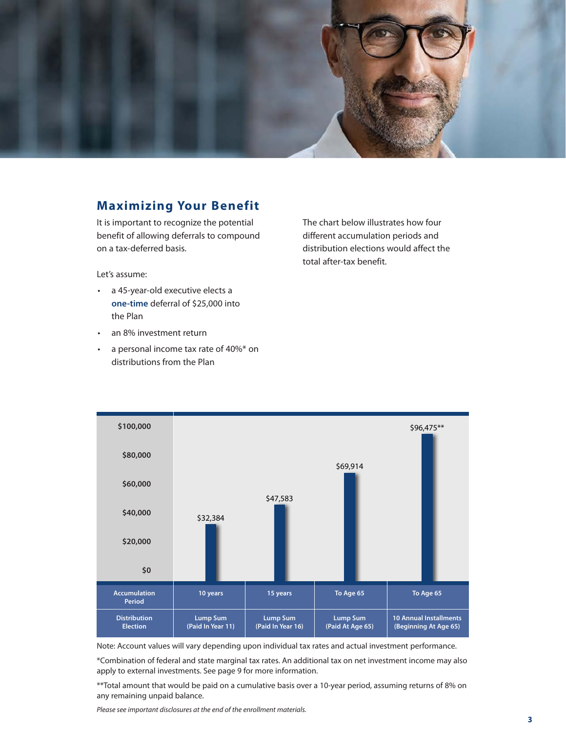## Maximizing Your Benefit

It is important to recognize the potential benefit of allowing deferrals to compound on a tax-deferred basis.

Let's assume:

- a 45-year-old executive elects a **one-time** deferral of $25,000 into the Plan
- an 8% investment return
- a personal income tax rate of 40%* on distributions from the Plan

The chart below illustrates how four different accumulation periods and distribution elections would affect the total after-tax benefit.

| | | | | |
|---|---|---|---|---|
| **After-Tax Benefit** | $32,384 | $47,583 | $69,914 | $96,475** |
| **Accumulation Period** | 10 years | 15 years | To Age 65 | To Age 65 |
| **Distribution Election** | Lump Sum (Paid In Year 11) | Lump Sum (Paid In Year 16) | Lump Sum (Paid At Age 65) | 10 Annual Installments (Beginning At Age 65) |

Note: Account values will vary depending upon individual tax rates and actual investment performance.

*Combination of federal and state marginal tax rates. An additional tax on net investment income may also apply to external investments. See page 9 for more information.

**Total amount that would be paid on a cumulative basis over a 10-year period, assuming returns of 8% on any remaining unpaid balance.

*Please see important disclosures at the end of the enrollment materials.*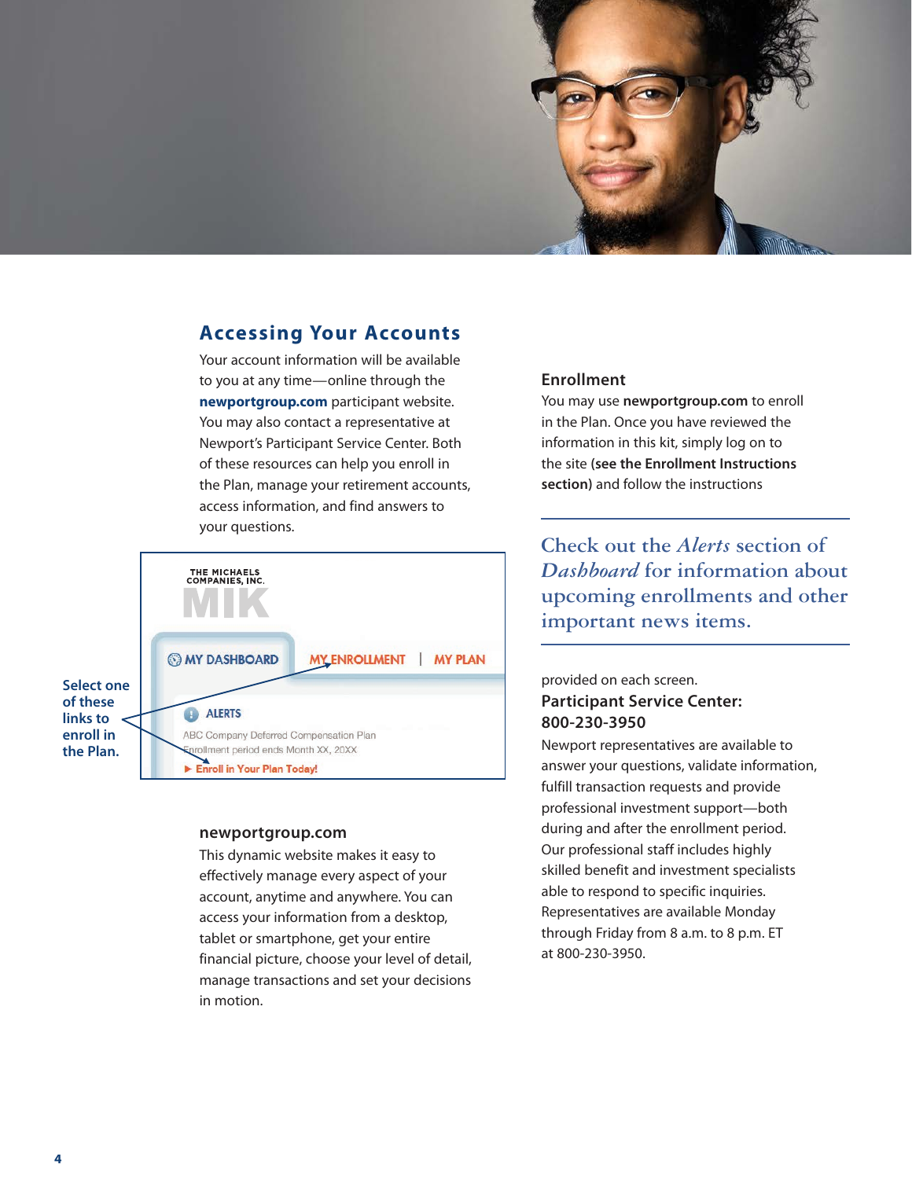## Accessing Your Accounts

Your account information will be available to you at any time—online through the **newportgroup.com** participant website. You may also contact a representative at Newport's Participant Service Center. Both of these resources can help you enroll in the Plan, manage your retirement accounts, access information, and find answers to your questions.

THE MICHAELS COMPANIES, INC.

MIK

MY DASHBOARD | MY ENROLLMENT | MY PLAN

ALERTS

ABC Company Deferred Compensation Plan

Enrollment period ends Month XX, 20XX

► Enroll in Your Plan Today!

**Select one of these links to enroll in the Plan.**

### newportgroup.com

This dynamic website makes it easy to effectively manage every aspect of your account, anytime and anywhere. You can access your information from a desktop, tablet or smartphone, get your entire financial picture, choose your level of detail, manage transactions and set your decisions in motion.

### Enrollment

You may use **newportgroup.com** to enroll in the Plan. Once you have reviewed the information in this kit, simply log on to the site **(see the Enrollment Instructions section)** and follow the instructions provided on each screen.

> Check out the *Alerts* section of *Dashboard* for information about upcoming enrollments and other important news items.

### Participant Service Center: 800-230-3950

Newport representatives are available to answer your questions, validate information, fulfill transaction requests and provide professional investment support—both during and after the enrollment period. Our professional staff includes highly skilled benefit and investment specialists able to respond to specific inquiries. Representatives are available Monday through Friday from 8 a.m. to 8 p.m. ET at 800-230-3950.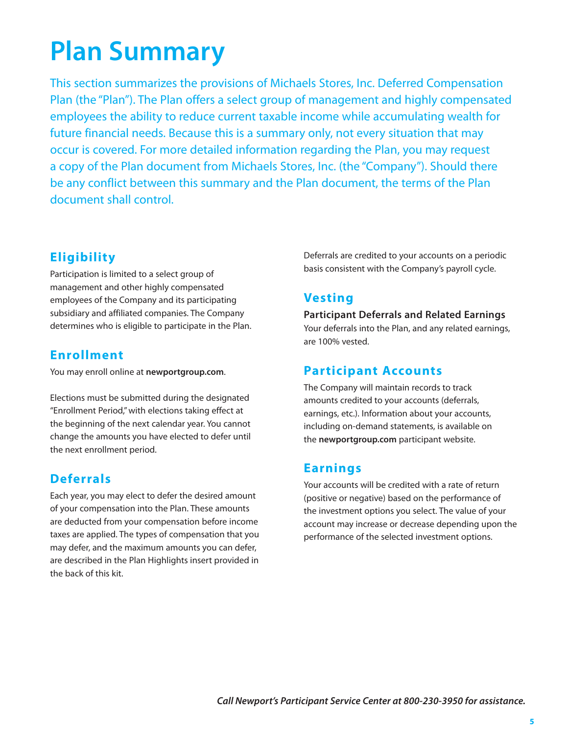# Plan Summary

This section summarizes the provisions of Michaels Stores, Inc. Deferred Compensation Plan (the "Plan"). The Plan offers a select group of management and highly compensated employees the ability to reduce current taxable income while accumulating wealth for future financial needs. Because this is a summary only, not every situation that may occur is covered. For more detailed information regarding the Plan, you may request a copy of the Plan document from Michaels Stores, Inc. (the "Company"). Should there be any conflict between this summary and the Plan document, the terms of the Plan document shall control.

## Eligibility

Participation is limited to a select group of management and other highly compensated employees of the Company and its participating subsidiary and affiliated companies. The Company determines who is eligible to participate in the Plan.

## Enrollment

You may enroll online at **newportgroup.com**.

Elections must be submitted during the designated "Enrollment Period," with elections taking effect at the beginning of the next calendar year. You cannot change the amounts you have elected to defer until the next enrollment period.

## Deferrals

Each year, you may elect to defer the desired amount of your compensation into the Plan. These amounts are deducted from your compensation before income taxes are applied. The types of compensation that you may defer, and the maximum amounts you can defer, are described in the Plan Highlights insert provided in the back of this kit.

Deferrals are credited to your accounts on a periodic basis consistent with the Company's payroll cycle.

## Vesting

**Participant Deferrals and Related Earnings**

Your deferrals into the Plan, and any related earnings, are 100% vested.

## Participant Accounts

The Company will maintain records to track amounts credited to your accounts (deferrals, earnings, etc.). Information about your accounts, including on-demand statements, is available on the **newportgroup.com** participant website.

## Earnings

Your accounts will be credited with a rate of return (positive or negative) based on the performance of the investment options you select. The value of your account may increase or decrease depending upon the performance of the selected investment options.

***Call Newport's Participant Service Center at 800-230-3950 for assistance.***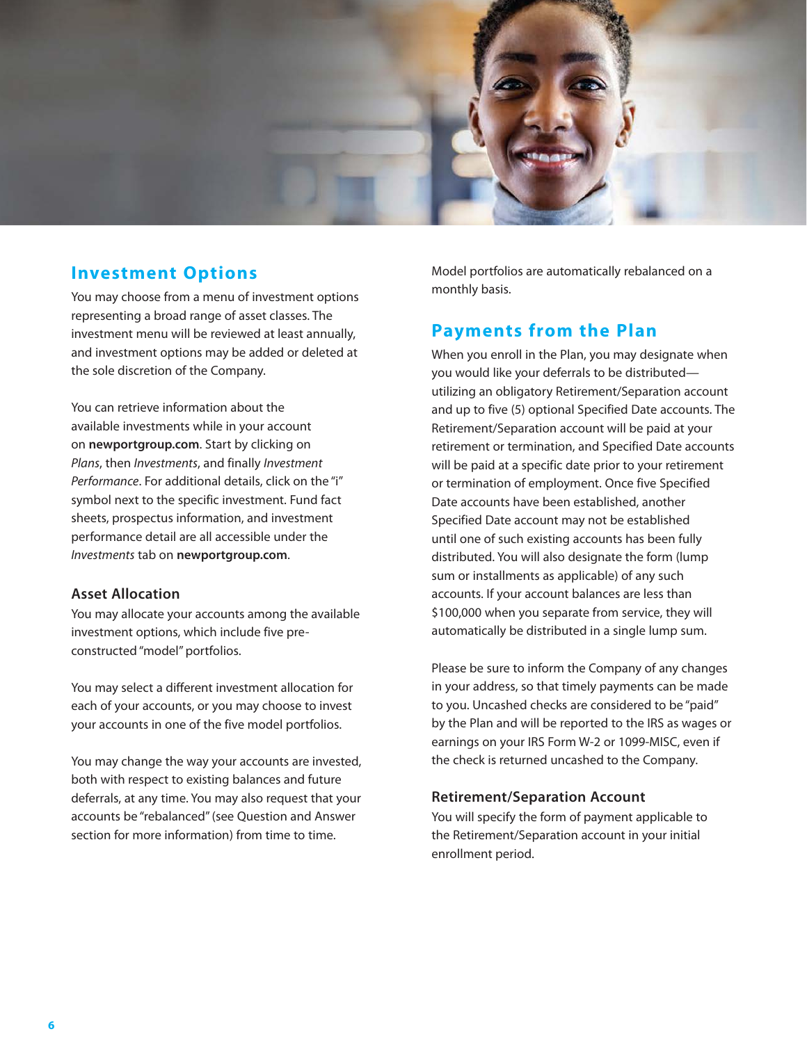## Investment Options

You may choose from a menu of investment options representing a broad range of asset classes. The investment menu will be reviewed at least annually, and investment options may be added or deleted at the sole discretion of the Company.

You can retrieve information about the available investments while in your account on **newportgroup.com**. Start by clicking on *Plans*, then *Investments*, and finally *Investment Performance*. For additional details, click on the "i" symbol next to the specific investment. Fund fact sheets, prospectus information, and investment performance detail are all accessible under the *Investments* tab on **newportgroup.com**.

### Asset Allocation

You may allocate your accounts among the available investment options, which include five pre-constructed "model" portfolios.

You may select a different investment allocation for each of your accounts, or you may choose to invest your accounts in one of the five model portfolios.

You may change the way your accounts are invested, both with respect to existing balances and future deferrals, at any time. You may also request that your accounts be "rebalanced" (see Question and Answer section for more information) from time to time.

Model portfolios are automatically rebalanced on a monthly basis.

## Payments from the Plan

When you enroll in the Plan, you may designate when you would like your deferrals to be distributed—utilizing an obligatory Retirement/Separation account and up to five (5) optional Specified Date accounts. The Retirement/Separation account will be paid at your retirement or termination, and Specified Date accounts will be paid at a specific date prior to your retirement or termination of employment. Once five Specified Date accounts have been established, another Specified Date account may not be established until one of such existing accounts has been fully distributed. You will also designate the form (lump sum or installments as applicable) of any such accounts. If your account balances are less than $100,000 when you separate from service, they will automatically be distributed in a single lump sum.

Please be sure to inform the Company of any changes in your address, so that timely payments can be made to you. Uncashed checks are considered to be "paid" by the Plan and will be reported to the IRS as wages or earnings on your IRS Form W-2 or 1099-MISC, even if the check is returned uncashed to the Company.

### Retirement/Separation Account

You will specify the form of payment applicable to the Retirement/Separation account in your initial enrollment period.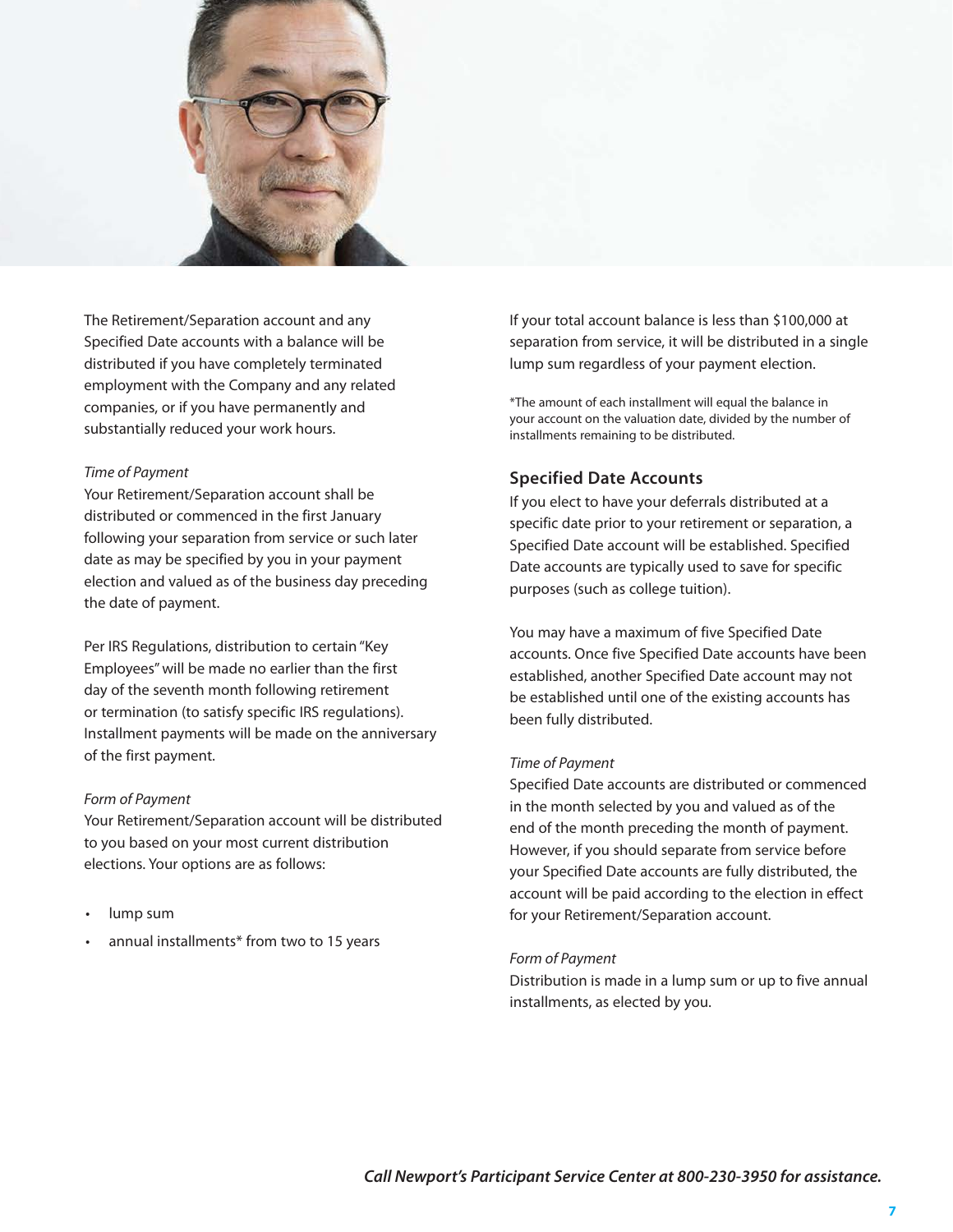The Retirement/Separation account and any Specified Date accounts with a balance will be distributed if you have completely terminated employment with the Company and any related companies, or if you have permanently and substantially reduced your work hours.

*Time of Payment*

Your Retirement/Separation account shall be distributed or commenced in the first January following your separation from service or such later date as may be specified by you in your payment election and valued as of the business day preceding the date of payment.

Per IRS Regulations, distribution to certain "Key Employees" will be made no earlier than the first day of the seventh month following retirement or termination (to satisfy specific IRS regulations). Installment payments will be made on the anniversary of the first payment.

*Form of Payment*

Your Retirement/Separation account will be distributed to you based on your most current distribution elections. Your options are as follows:

- lump sum
- annual installments* from two to 15 years

If your total account balance is less than $100,000 at separation from service, it will be distributed in a single lump sum regardless of your payment election.

*The amount of each installment will equal the balance in your account on the valuation date, divided by the number of installments remaining to be distributed.

## Specified Date Accounts

If you elect to have your deferrals distributed at a specific date prior to your retirement or separation, a Specified Date account will be established. Specified Date accounts are typically used to save for specific purposes (such as college tuition).

You may have a maximum of five Specified Date accounts. Once five Specified Date accounts have been established, another Specified Date account may not be established until one of the existing accounts has been fully distributed.

*Time of Payment*

Specified Date accounts are distributed or commenced in the month selected by you and valued as of the end of the month preceding the month of payment. However, if you should separate from service before your Specified Date accounts are fully distributed, the account will be paid according to the election in effect for your Retirement/Separation account.

*Form of Payment*

Distribution is made in a lump sum or up to five annual installments, as elected by you.

***Call Newport's Participant Service Center at 800-230-3950 for assistance.***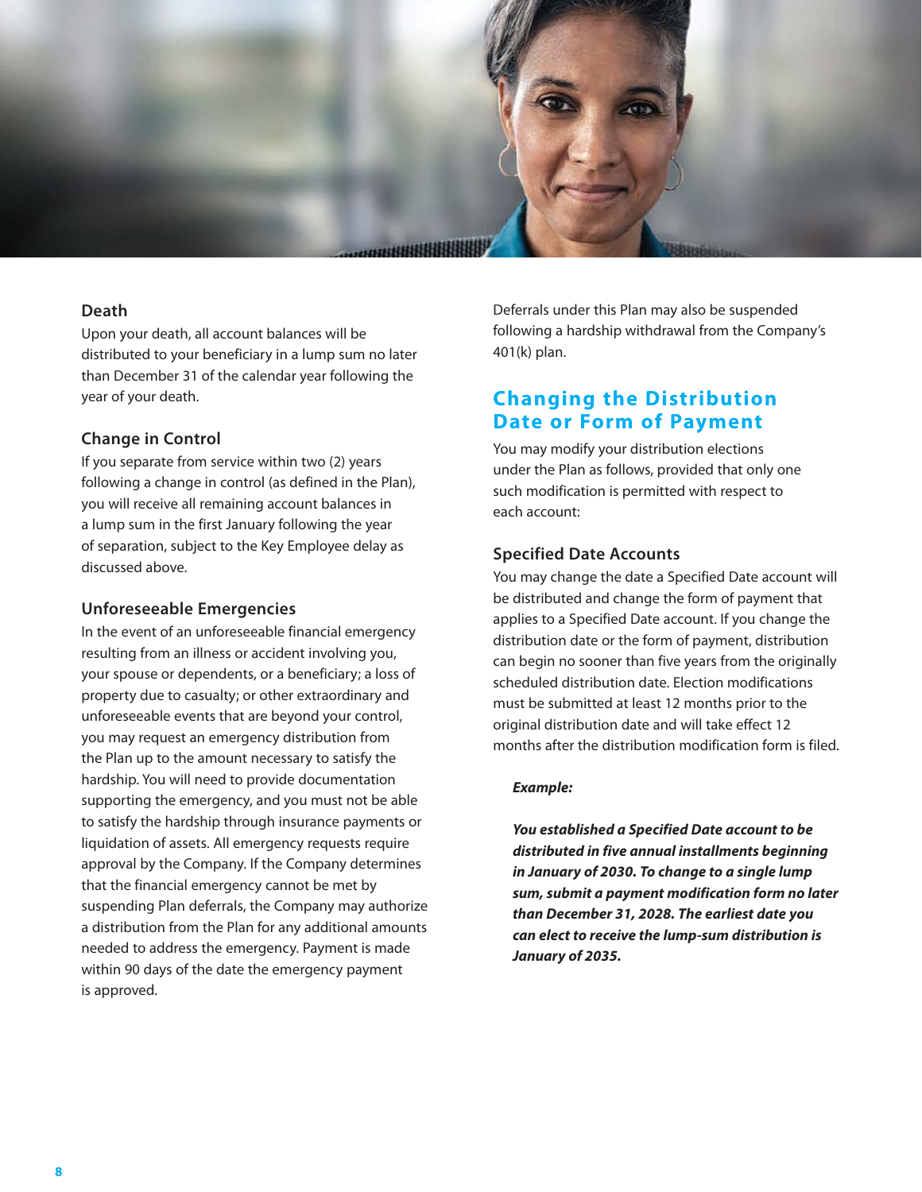### Death

Upon your death, all account balances will be distributed to your beneficiary in a lump sum no later than December 31 of the calendar year following the year of your death.

### Change in Control

If you separate from service within two (2) years following a change in control (as defined in the Plan), you will receive all remaining account balances in a lump sum in the first January following the year of separation, subject to the Key Employee delay as discussed above.

### Unforeseeable Emergencies

In the event of an unforeseeable financial emergency resulting from an illness or accident involving you, your spouse or dependents, or a beneficiary; a loss of property due to casualty; or other extraordinary and unforeseeable events that are beyond your control, you may request an emergency distribution from the Plan up to the amount necessary to satisfy the hardship. You will need to provide documentation supporting the emergency, and you must not be able to satisfy the hardship through insurance payments or liquidation of assets. All emergency requests require approval by the Company. If the Company determines that the financial emergency cannot be met by suspending Plan deferrals, the Company may authorize a distribution from the Plan for any additional amounts needed to address the emergency. Payment is made within 90 days of the date the emergency payment is approved.

Deferrals under this Plan may also be suspended following a hardship withdrawal from the Company's 401(k) plan.

## Changing the Distribution Date or Form of Payment

You may modify your distribution elections under the Plan as follows, provided that only one such modification is permitted with respect to each account:

### Specified Date Accounts

You may change the date a Specified Date account will be distributed and change the form of payment that applies to a Specified Date account. If you change the distribution date or the form of payment, distribution can begin no sooner than five years from the originally scheduled distribution date. Election modifications must be submitted at least 12 months prior to the original distribution date and will take effect 12 months after the distribution modification form is filed.

> ***Example:***
>
> ***You established a Specified Date account to be distributed in five annual installments beginning in January of 2030. To change to a single lump sum, submit a payment modification form no later than December 31, 2028. The earliest date you can elect to receive the lump-sum distribution is January of 2035.***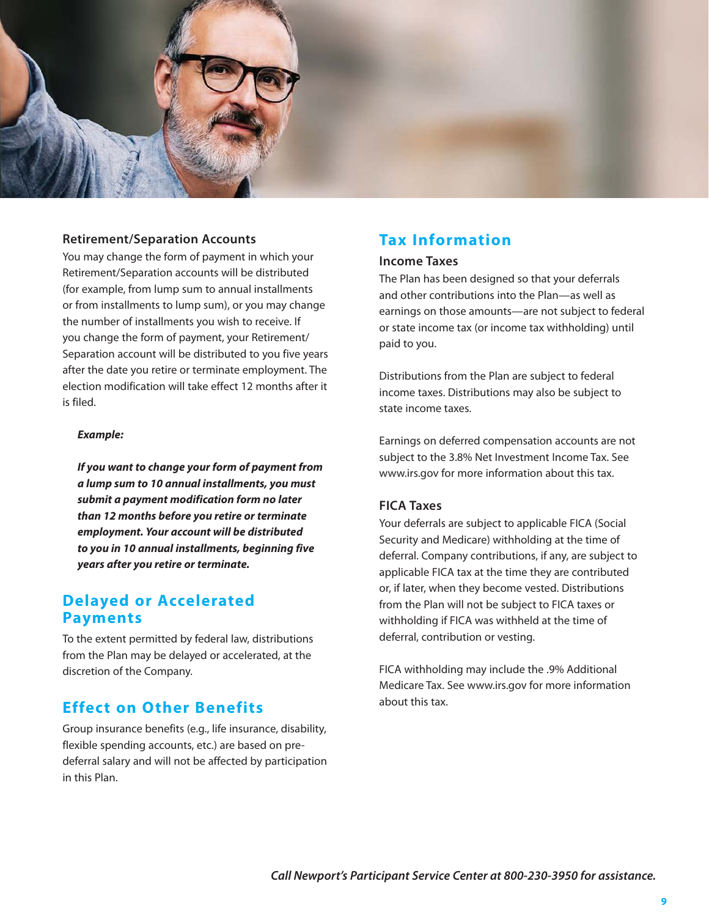### Retirement/Separation Accounts

You may change the form of payment in which your Retirement/Separation accounts will be distributed (for example, from lump sum to annual installments or from installments to lump sum), or you may change the number of installments you wish to receive. If you change the form of payment, your Retirement/Separation account will be distributed to you five years after the date you retire or terminate employment. The election modification will take effect 12 months after it is filed.

> ***Example:***
>
> ***If you want to change your form of payment from a lump sum to 10 annual installments, you must submit a payment modification form no later than 12 months before you retire or terminate employment. Your account will be distributed to you in 10 annual installments, beginning five years after you retire or terminate.***

## Delayed or Accelerated Payments

To the extent permitted by federal law, distributions from the Plan may be delayed or accelerated, at the discretion of the Company.

## Effect on Other Benefits

Group insurance benefits (e.g., life insurance, disability, flexible spending accounts, etc.) are based on pre-deferral salary and will not be affected by participation in this Plan.

## Tax Information

### Income Taxes

The Plan has been designed so that your deferrals and other contributions into the Plan—as well as earnings on those amounts—are not subject to federal or state income tax (or income tax withholding) until paid to you.

Distributions from the Plan are subject to federal income taxes. Distributions may also be subject to state income taxes.

Earnings on deferred compensation accounts are not subject to the 3.8% Net Investment Income Tax. See www.irs.gov for more information about this tax.

### FICA Taxes

Your deferrals are subject to applicable FICA (Social Security and Medicare) withholding at the time of deferral. Company contributions, if any, are subject to applicable FICA tax at the time they are contributed or, if later, when they become vested. Distributions from the Plan will not be subject to FICA taxes or withholding if FICA was withheld at the time of deferral, contribution or vesting.

FICA withholding may include the .9% Additional Medicare Tax. See www.irs.gov for more information about this tax.

*Call Newport's Participant Service Center at 800-230-3950 for assistance.*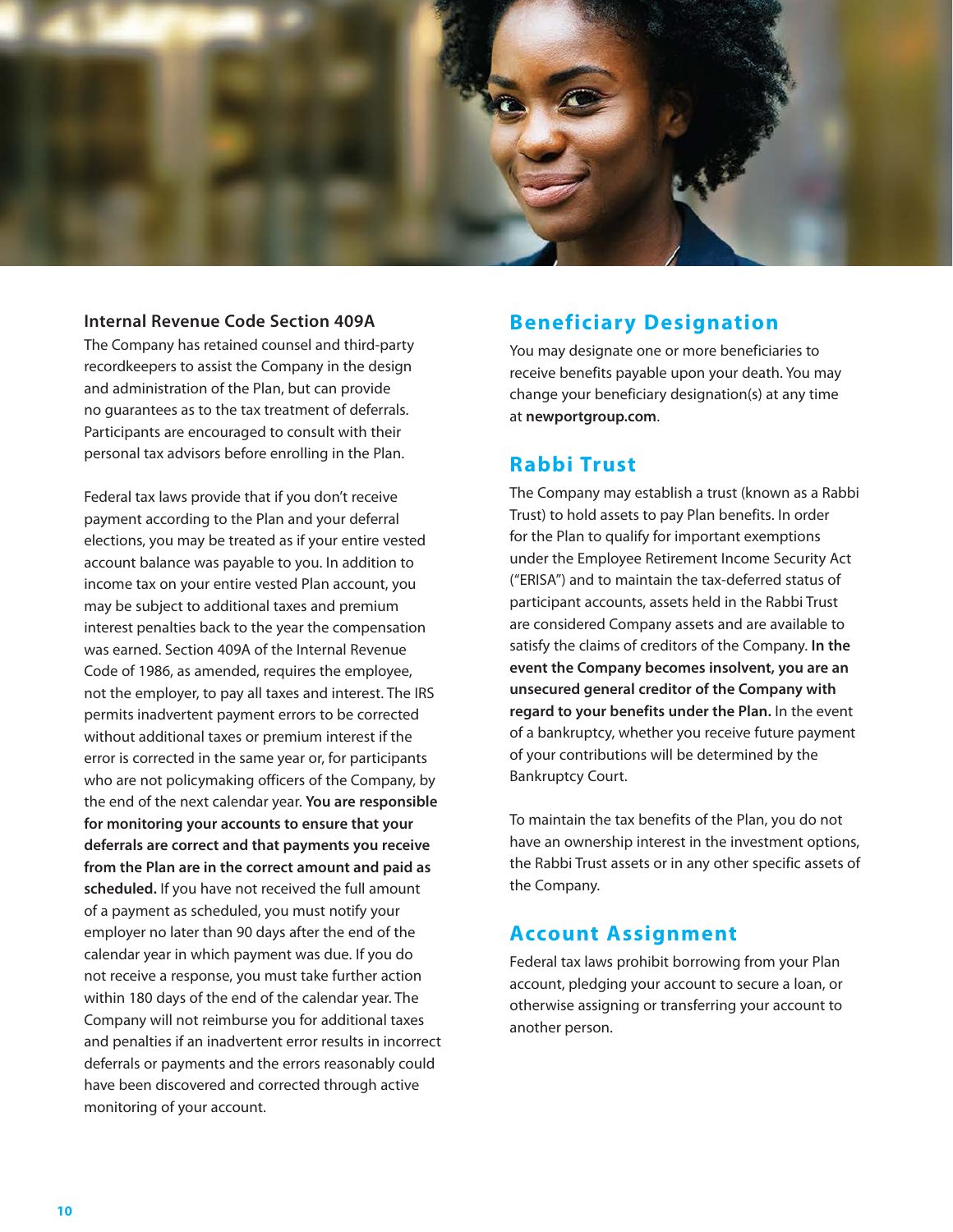### Internal Revenue Code Section 409A

The Company has retained counsel and third-party recordkeepers to assist the Company in the design and administration of the Plan, but can provide no guarantees as to the tax treatment of deferrals. Participants are encouraged to consult with their personal tax advisors before enrolling in the Plan.

Federal tax laws provide that if you don't receive payment according to the Plan and your deferral elections, you may be treated as if your entire vested account balance was payable to you. In addition to income tax on your entire vested Plan account, you may be subject to additional taxes and premium interest penalties back to the year the compensation was earned. Section 409A of the Internal Revenue Code of 1986, as amended, requires the employee, not the employer, to pay all taxes and interest. The IRS permits inadvertent payment errors to be corrected without additional taxes or premium interest if the error is corrected in the same year or, for participants who are not policymaking officers of the Company, by the end of the next calendar year. **You are responsible for monitoring your accounts to ensure that your deferrals are correct and that payments you receive from the Plan are in the correct amount and paid as scheduled.** If you have not received the full amount of a payment as scheduled, you must notify your employer no later than 90 days after the end of the calendar year in which payment was due. If you do not receive a response, you must take further action within 180 days of the end of the calendar year. The Company will not reimburse you for additional taxes and penalties if an inadvertent error results in incorrect deferrals or payments and the errors reasonably could have been discovered and corrected through active monitoring of your account.

## Beneficiary Designation

You may designate one or more beneficiaries to receive benefits payable upon your death. You may change your beneficiary designation(s) at any time at **newportgroup.com**.

## Rabbi Trust

The Company may establish a trust (known as a Rabbi Trust) to hold assets to pay Plan benefits. In order for the Plan to qualify for important exemptions under the Employee Retirement Income Security Act ("ERISA") and to maintain the tax-deferred status of participant accounts, assets held in the Rabbi Trust are considered Company assets and are available to satisfy the claims of creditors of the Company. **In the event the Company becomes insolvent, you are an unsecured general creditor of the Company with regard to your benefits under the Plan.** In the event of a bankruptcy, whether you receive future payment of your contributions will be determined by the Bankruptcy Court.

To maintain the tax benefits of the Plan, you do not have an ownership interest in the investment options, the Rabbi Trust assets or in any other specific assets of the Company.

## Account Assignment

Federal tax laws prohibit borrowing from your Plan account, pledging your account to secure a loan, or otherwise assigning or transferring your account to another person.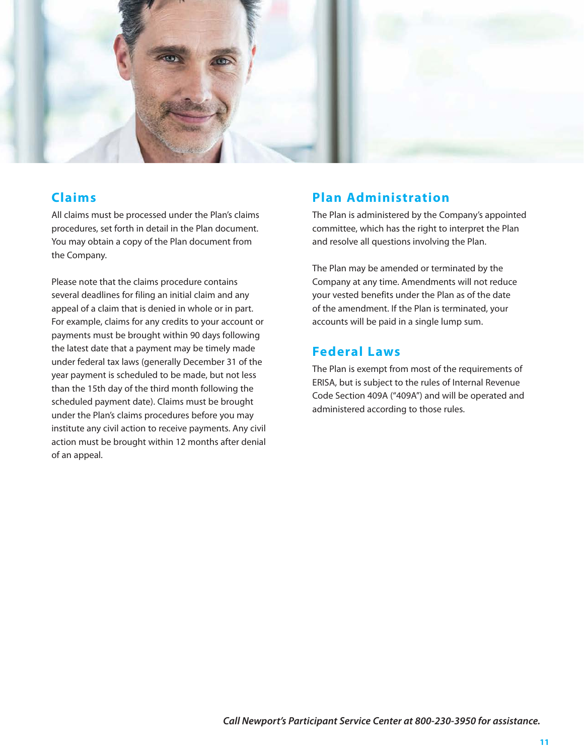## Claims

All claims must be processed under the Plan's claims procedures, set forth in detail in the Plan document. You may obtain a copy of the Plan document from the Company.

Please note that the claims procedure contains several deadlines for filing an initial claim and any appeal of a claim that is denied in whole or in part. For example, claims for any credits to your account or payments must be brought within 90 days following the latest date that a payment may be timely made under federal tax laws (generally December 31 of the year payment is scheduled to be made, but not less than the 15th day of the third month following the scheduled payment date). Claims must be brought under the Plan's claims procedures before you may institute any civil action to receive payments. Any civil action must be brought within 12 months after denial of an appeal.

## Plan Administration

The Plan is administered by the Company's appointed committee, which has the right to interpret the Plan and resolve all questions involving the Plan.

The Plan may be amended or terminated by the Company at any time. Amendments will not reduce your vested benefits under the Plan as of the date of the amendment. If the Plan is terminated, your accounts will be paid in a single lump sum.

## Federal Laws

The Plan is exempt from most of the requirements of ERISA, but is subject to the rules of Internal Revenue Code Section 409A ("409A") and will be operated and administered according to those rules.

*Call Newport's Participant Service Center at 800-230-3950 for assistance.*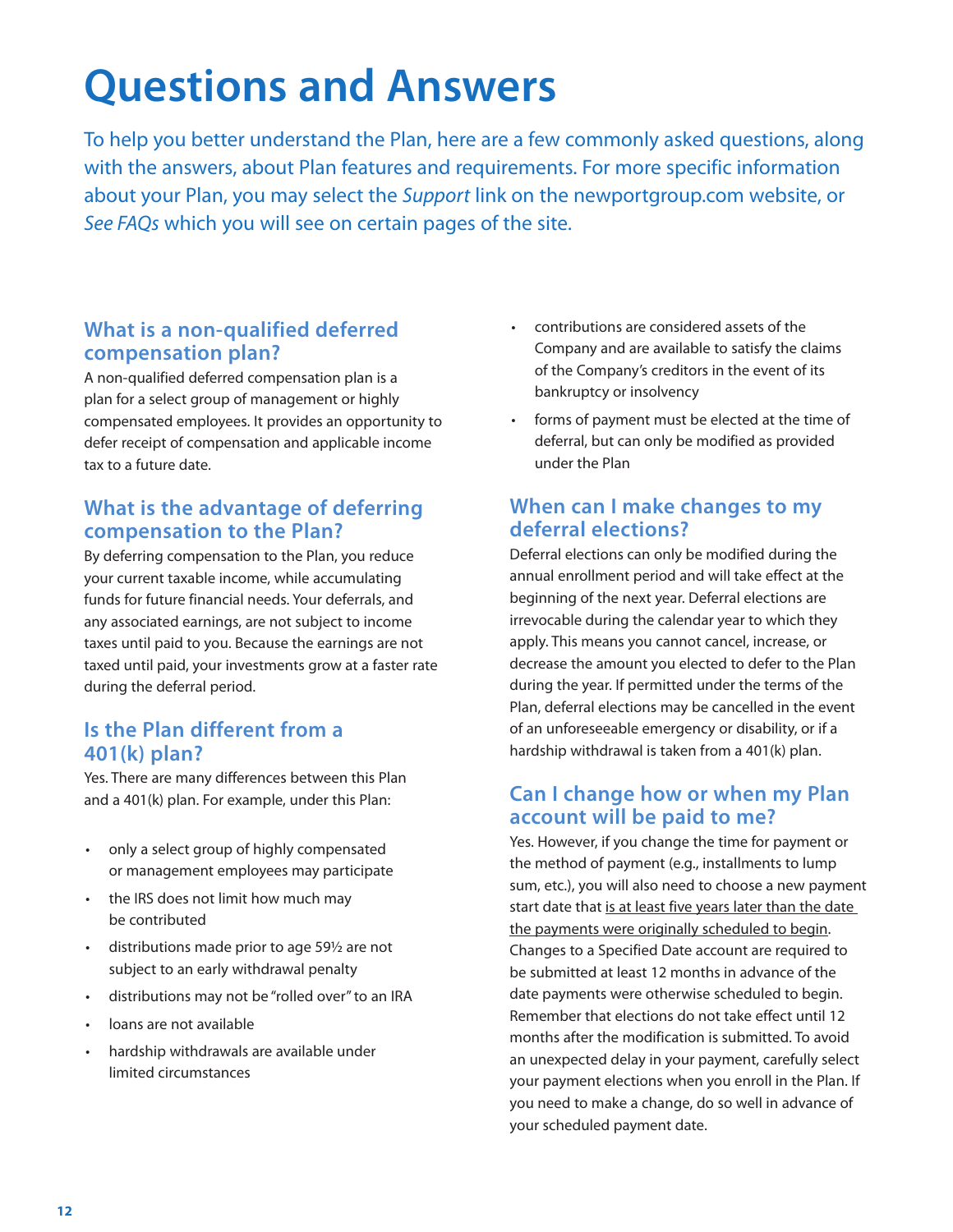# Questions and Answers

To help you better understand the Plan, here are a few commonly asked questions, along with the answers, about Plan features and requirements. For more specific information about your Plan, you may select the *Support* link on the newportgroup.com website, or *See FAQs* which you will see on certain pages of the site.

## What is a non-qualified deferred compensation plan?

A non-qualified deferred compensation plan is a plan for a select group of management or highly compensated employees. It provides an opportunity to defer receipt of compensation and applicable income tax to a future date.

## What is the advantage of deferring compensation to the Plan?

By deferring compensation to the Plan, you reduce your current taxable income, while accumulating funds for future financial needs. Your deferrals, and any associated earnings, are not subject to income taxes until paid to you. Because the earnings are not taxed until paid, your investments grow at a faster rate during the deferral period.

## Is the Plan different from a 401(k) plan?

Yes. There are many differences between this Plan and a 401(k) plan. For example, under this Plan:

- only a select group of highly compensated or management employees may participate
- the IRS does not limit how much may be contributed
- distributions made prior to age 59½ are not subject to an early withdrawal penalty
- distributions may not be "rolled over" to an IRA
- loans are not available
- hardship withdrawals are available under limited circumstances
- contributions are considered assets of the Company and are available to satisfy the claims of the Company's creditors in the event of its bankruptcy or insolvency
- forms of payment must be elected at the time of deferral, but can only be modified as provided under the Plan

## When can I make changes to my deferral elections?

Deferral elections can only be modified during the annual enrollment period and will take effect at the beginning of the next year. Deferral elections are irrevocable during the calendar year to which they apply. This means you cannot cancel, increase, or decrease the amount you elected to defer to the Plan during the year. If permitted under the terms of the Plan, deferral elections may be cancelled in the event of an unforeseeable emergency or disability, or if a hardship withdrawal is taken from a 401(k) plan.

## Can I change how or when my Plan account will be paid to me?

Yes. However, if you change the time for payment or the method of payment (e.g., installments to lump sum, etc.), you will also need to choose a new payment start date that <u>is at least five years later than the date the payments were originally scheduled to begin</u>. Changes to a Specified Date account are required to be submitted at least 12 months in advance of the date payments were otherwise scheduled to begin. Remember that elections do not take effect until 12 months after the modification is submitted. To avoid an unexpected delay in your payment, carefully select your payment elections when you enroll in the Plan. If you need to make a change, do so well in advance of your scheduled payment date.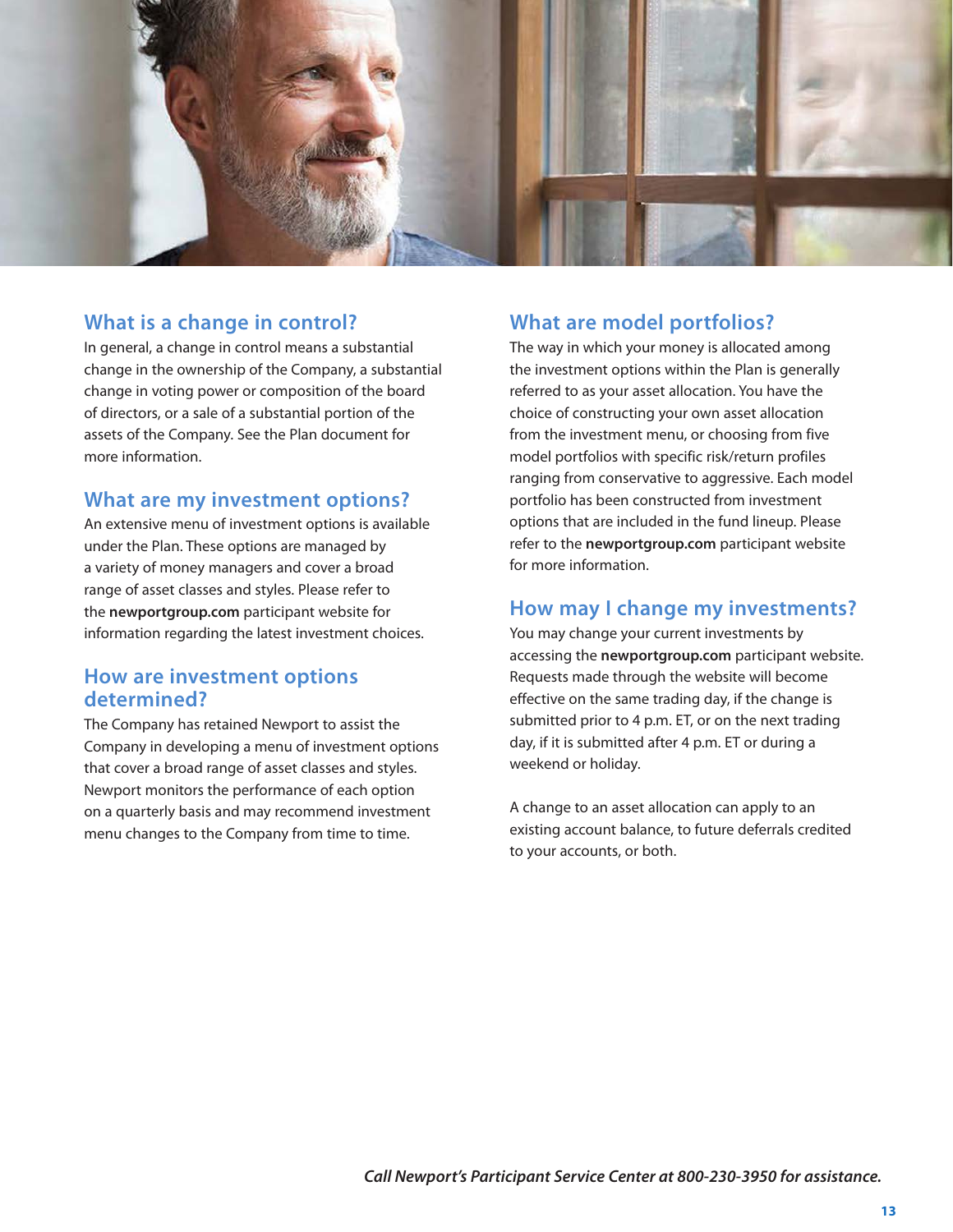## What is a change in control?

In general, a change in control means a substantial change in the ownership of the Company, a substantial change in voting power or composition of the board of directors, or a sale of a substantial portion of the assets of the Company. See the Plan document for more information.

## What are my investment options?

An extensive menu of investment options is available under the Plan. These options are managed by a variety of money managers and cover a broad range of asset classes and styles. Please refer to the **newportgroup.com** participant website for information regarding the latest investment choices.

## How are investment options determined?

The Company has retained Newport to assist the Company in developing a menu of investment options that cover a broad range of asset classes and styles. Newport monitors the performance of each option on a quarterly basis and may recommend investment menu changes to the Company from time to time.

## What are model portfolios?

The way in which your money is allocated among the investment options within the Plan is generally referred to as your asset allocation. You have the choice of constructing your own asset allocation from the investment menu, or choosing from five model portfolios with specific risk/return profiles ranging from conservative to aggressive. Each model portfolio has been constructed from investment options that are included in the fund lineup. Please refer to the **newportgroup.com** participant website for more information.

## How may I change my investments?

You may change your current investments by accessing the **newportgroup.com** participant website. Requests made through the website will become effective on the same trading day, if the change is submitted prior to 4 p.m. ET, or on the next trading day, if it is submitted after 4 p.m. ET or during a weekend or holiday.

A change to an asset allocation can apply to an existing account balance, to future deferrals credited to your accounts, or both.

***Call Newport's Participant Service Center at 800-230-3950 for assistance.***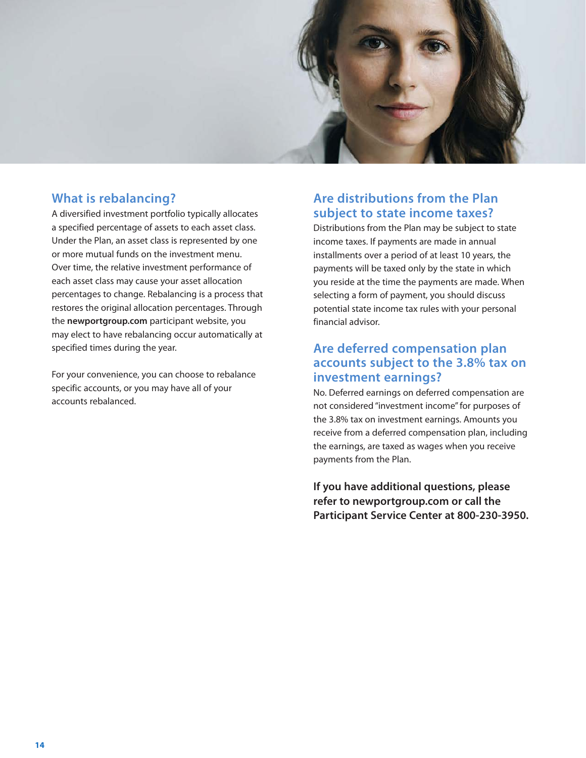## What is rebalancing?

A diversified investment portfolio typically allocates a specified percentage of assets to each asset class. Under the Plan, an asset class is represented by one or more mutual funds on the investment menu. Over time, the relative investment performance of each asset class may cause your asset allocation percentages to change. Rebalancing is a process that restores the original allocation percentages. Through the **newportgroup.com** participant website, you may elect to have rebalancing occur automatically at specified times during the year.

For your convenience, you can choose to rebalance specific accounts, or you may have all of your accounts rebalanced.

## Are distributions from the Plan subject to state income taxes?

Distributions from the Plan may be subject to state income taxes. If payments are made in annual installments over a period of at least 10 years, the payments will be taxed only by the state in which you reside at the time the payments are made. When selecting a form of payment, you should discuss potential state income tax rules with your personal financial advisor.

## Are deferred compensation plan accounts subject to the 3.8% tax on investment earnings?

No. Deferred earnings on deferred compensation are not considered "investment income" for purposes of the 3.8% tax on investment earnings. Amounts you receive from a deferred compensation plan, including the earnings, are taxed as wages when you receive payments from the Plan.

**If you have additional questions, please refer to newportgroup.com or call the Participant Service Center at 800-230-3950.**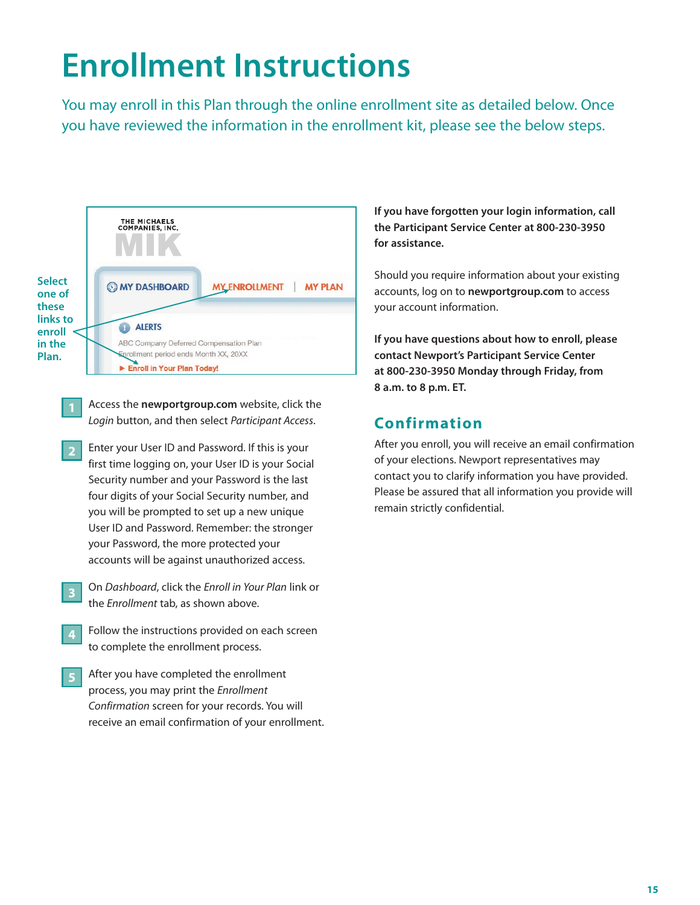# Enrollment Instructions

You may enroll in this Plan through the online enrollment site as detailed below. Once you have reviewed the information in the enrollment kit, please see the below steps.

Select one of these links to enroll in the Plan.

1. Access the **newportgroup.com** website, click the *Login* button, and then select *Participant Access*.

2. Enter your User ID and Password. If this is your first time logging on, your User ID is your Social Security number and your Password is the last four digits of your Social Security number, and you will be prompted to set up a new unique User ID and Password. Remember: the stronger your Password, the more protected your accounts will be against unauthorized access.

3. On *Dashboard*, click the *Enroll in Your Plan* link or the *Enrollment* tab, as shown above.

4. Follow the instructions provided on each screen to complete the enrollment process.

5. After you have completed the enrollment process, you may print the *Enrollment Confirmation* screen for your records. You will receive an email confirmation of your enrollment.

**If you have forgotten your login information, call the Participant Service Center at 800-230-3950 for assistance.**

Should you require information about your existing accounts, log on to **newportgroup.com** to access your account information.

**If you have questions about how to enroll, please contact Newport's Participant Service Center at 800-230-3950 Monday through Friday, from 8 a.m. to 8 p.m. ET.**

## Confirmation

After you enroll, you will receive an email confirmation of your elections. Newport representatives may contact you to clarify information you have provided. Please be assured that all information you provide will remain strictly confidential.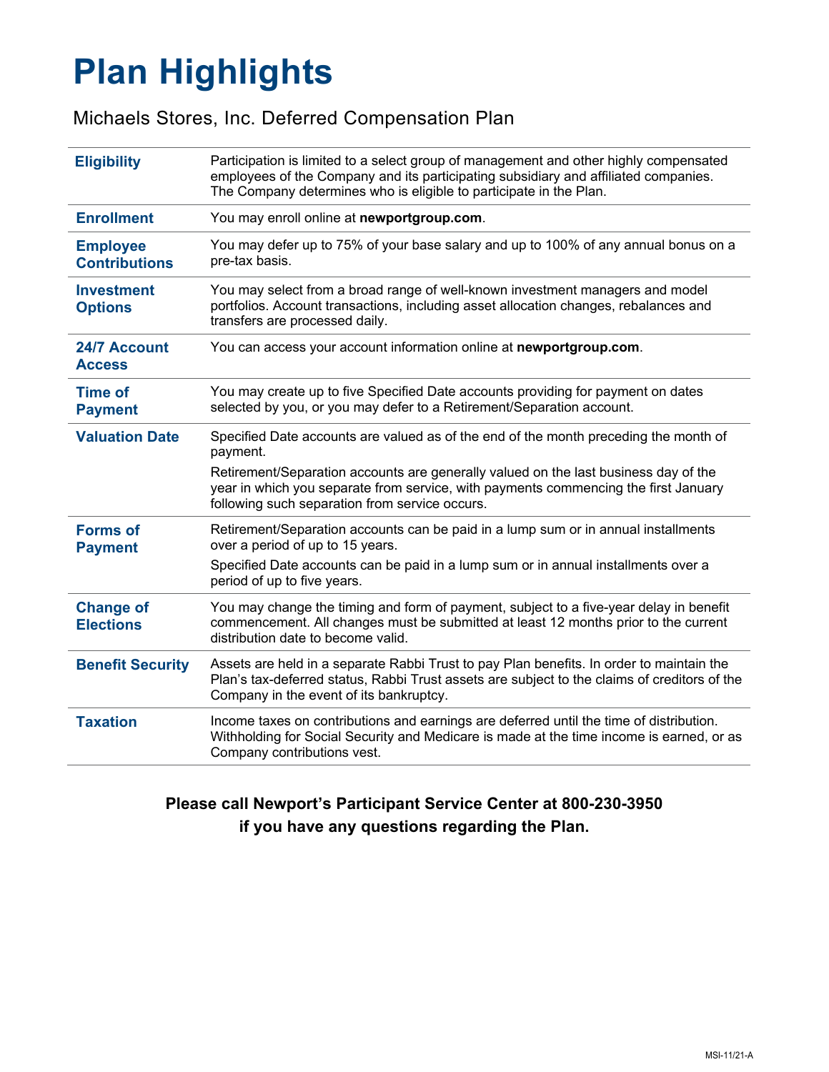# Plan Highlights

Michaels Stores, Inc. Deferred Compensation Plan

| | |
|---|---|
| **Eligibility** | Participation is limited to a select group of management and other highly compensated employees of the Company and its participating subsidiary and affiliated companies. The Company determines who is eligible to participate in the Plan. |
| **Enrollment** | You may enroll online at **newportgroup.com**. |
| **Employee Contributions** | You may defer up to 75% of your base salary and up to 100% of any annual bonus on a pre-tax basis. |
| **Investment Options** | You may select from a broad range of well-known investment managers and model portfolios. Account transactions, including asset allocation changes, rebalances and transfers are processed daily. |
| **24/7 Account Access** | You can access your account information online at **newportgroup.com**. |
| **Time of Payment** | You may create up to five Specified Date accounts providing for payment on dates selected by you, or you may defer to a Retirement/Separation account. |
| **Valuation Date** | Specified Date accounts are valued as of the end of the month preceding the month of payment.<br><br>Retirement/Separation accounts are generally valued on the last business day of the year in which you separate from service, with payments commencing the first January following such separation from service occurs. |
| **Forms of Payment** | Retirement/Separation accounts can be paid in a lump sum or in annual installments over a period of up to 15 years.<br><br>Specified Date accounts can be paid in a lump sum or in annual installments over a period of up to five years. |
| **Change of Elections** | You may change the timing and form of payment, subject to a five-year delay in benefit commencement. All changes must be submitted at least 12 months prior to the current distribution date to become valid. |
| **Benefit Security** | Assets are held in a separate Rabbi Trust to pay Plan benefits. In order to maintain the Plan's tax-deferred status, Rabbi Trust assets are subject to the claims of creditors of the Company in the event of its bankruptcy. |
| **Taxation** | Income taxes on contributions and earnings are deferred until the time of distribution. Withholding for Social Security and Medicare is made at the time income is earned, or as Company contributions vest. |

**Please call Newport's Participant Service Center at 800-230-3950 if you have any questions regarding the Plan.**

MSI-11/21-A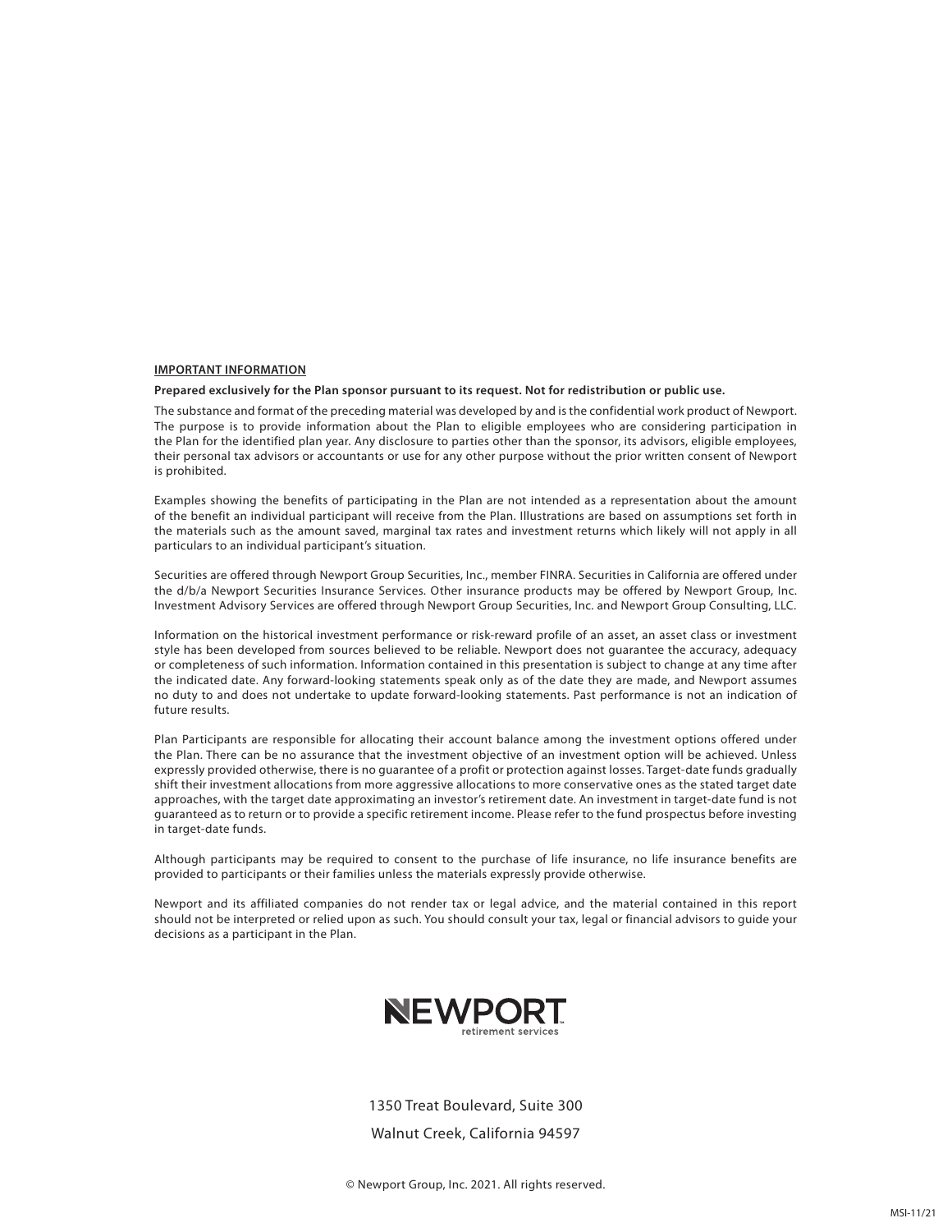**IMPORTANT INFORMATION**

**Prepared exclusively for the Plan sponsor pursuant to its request. Not for redistribution or public use.**

The substance and format of the preceding material was developed by and is the confidential work product of Newport. The purpose is to provide information about the Plan to eligible employees who are considering participation in the Plan for the identified plan year. Any disclosure to parties other than the sponsor, its advisors, eligible employees, their personal tax advisors or accountants or use for any other purpose without the prior written consent of Newport is prohibited.

Examples showing the benefits of participating in the Plan are not intended as a representation about the amount of the benefit an individual participant will receive from the Plan. Illustrations are based on assumptions set forth in the materials such as the amount saved, marginal tax rates and investment returns which likely will not apply in all particulars to an individual participant's situation.

Securities are offered through Newport Group Securities, Inc., member FINRA. Securities in California are offered under the d/b/a Newport Securities Insurance Services. Other insurance products may be offered by Newport Group, Inc. Investment Advisory Services are offered through Newport Group Securities, Inc. and Newport Group Consulting, LLC.

Information on the historical investment performance or risk-reward profile of an asset, an asset class or investment style has been developed from sources believed to be reliable. Newport does not guarantee the accuracy, adequacy or completeness of such information. Information contained in this presentation is subject to change at any time after the indicated date. Any forward-looking statements speak only as of the date they are made, and Newport assumes no duty to and does not undertake to update forward-looking statements. Past performance is not an indication of future results.

Plan Participants are responsible for allocating their account balance among the investment options offered under the Plan. There can be no assurance that the investment objective of an investment option will be achieved. Unless expressly provided otherwise, there is no guarantee of a profit or protection against losses. Target-date funds gradually shift their investment allocations from more aggressive allocations to more conservative ones as the stated target date approaches, with the target date approximating an investor's retirement date. An investment in target-date fund is not guaranteed as to return or to provide a specific retirement income. Please refer to the fund prospectus before investing in target-date funds.

Although participants may be required to consent to the purchase of life insurance, no life insurance benefits are provided to participants or their families unless the materials expressly provide otherwise.

Newport and its affiliated companies do not render tax or legal advice, and the material contained in this report should not be interpreted or relied upon as such. You should consult your tax, legal or financial advisors to guide your decisions as a participant in the Plan.

NEWPORT™
retirement services

1350 Treat Boulevard, Suite 300

Walnut Creek, California 94597

© Newport Group, Inc. 2021. All rights reserved.

MSI-11/21